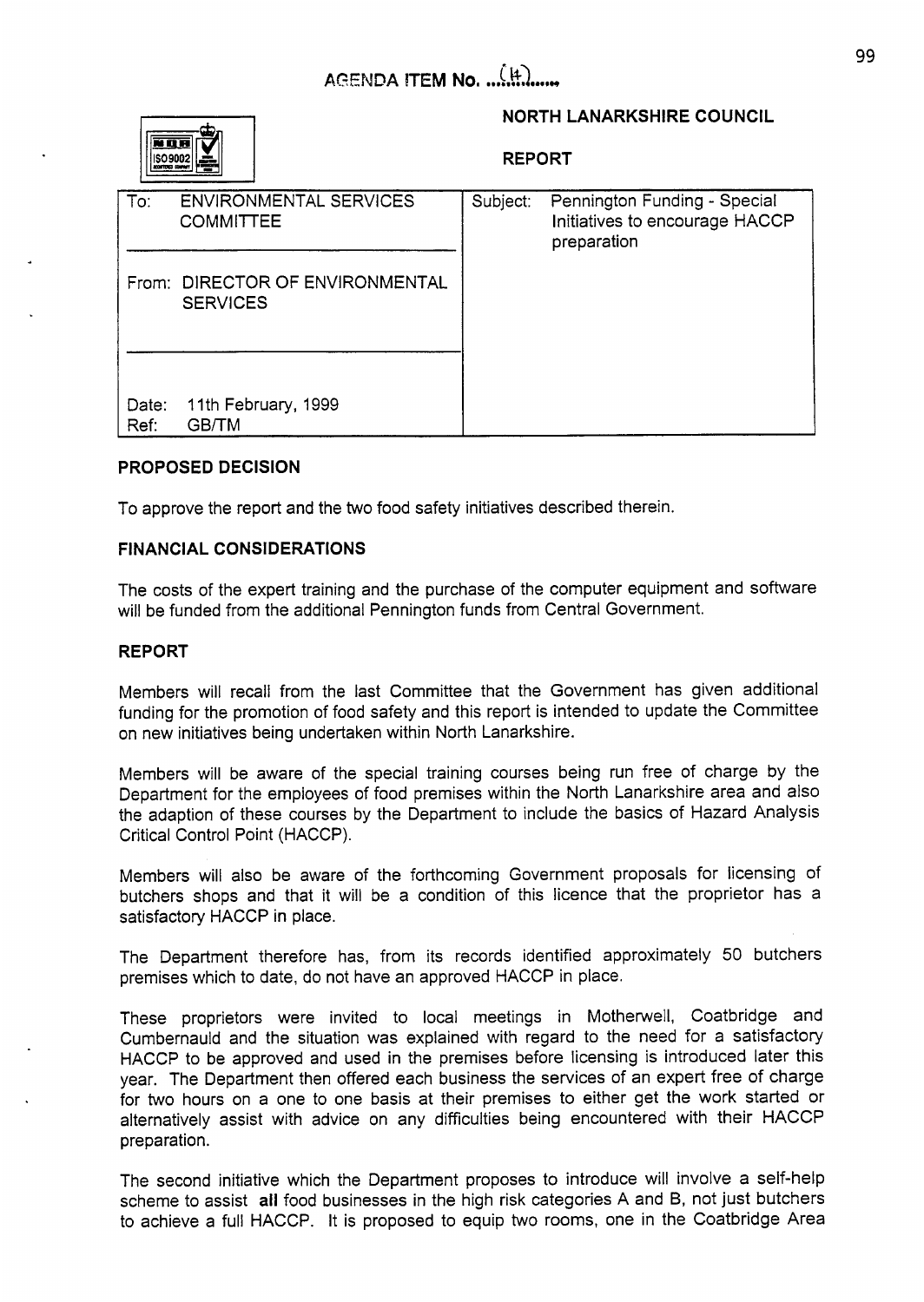AGENDA ITEM No. (4)

**NORTH LANARKSHIRE COUNCIL**

**REPORT**

| | |
|---|---|
| To: ENVIRONMENTAL SERVICES COMMITTEE | Subject: Pennington Funding - Special Initiatives to encourage HACCP preparation |
| From: DIRECTOR OF ENVIRONMENTAL SERVICES | |
| Date: 11th February, 1999<br>Ref: GB/TM | |

### PROPOSED DECISION

To approve the report and the two food safety initiatives described therein.

### FINANCIAL CONSIDERATIONS

The costs of the expert training and the purchase of the computer equipment and software will be funded from the additional Pennington funds from Central Government.

### REPORT

Members will recall from the last Committee that the Government has given additional funding for the promotion of food safety and this report is intended to update the Committee on new initiatives being undertaken within North Lanarkshire.

Members will be aware of the special training courses being run free of charge by the Department for the employees of food premises within the North Lanarkshire area and also the adaption of these courses by the Department to include the basics of Hazard Analysis Critical Control Point (HACCP).

Members will also be aware of the forthcoming Government proposals for licensing of butchers shops and that it will be a condition of this licence that the proprietor has a satisfactory HACCP in place.

The Department therefore has, from its records identified approximately 50 butchers premises which to date, do not have an approved HACCP in place.

These proprietors were invited to local meetings in Motherwell, Coatbridge and Cumbernauld and the situation was explained with regard to the need for a satisfactory HACCP to be approved and used in the premises before licensing is introduced later this year. The Department then offered each business the services of an expert free of charge for two hours on a one to one basis at their premises to either get the work started or alternatively assist with advice on any difficulties being encountered with their HACCP preparation.

The second initiative which the Department proposes to introduce will involve a self-help scheme to assist **all** food businesses in the high risk categories A and B, not just butchers to achieve a full HACCP. It is proposed to equip two rooms, one in the Coatbridge Area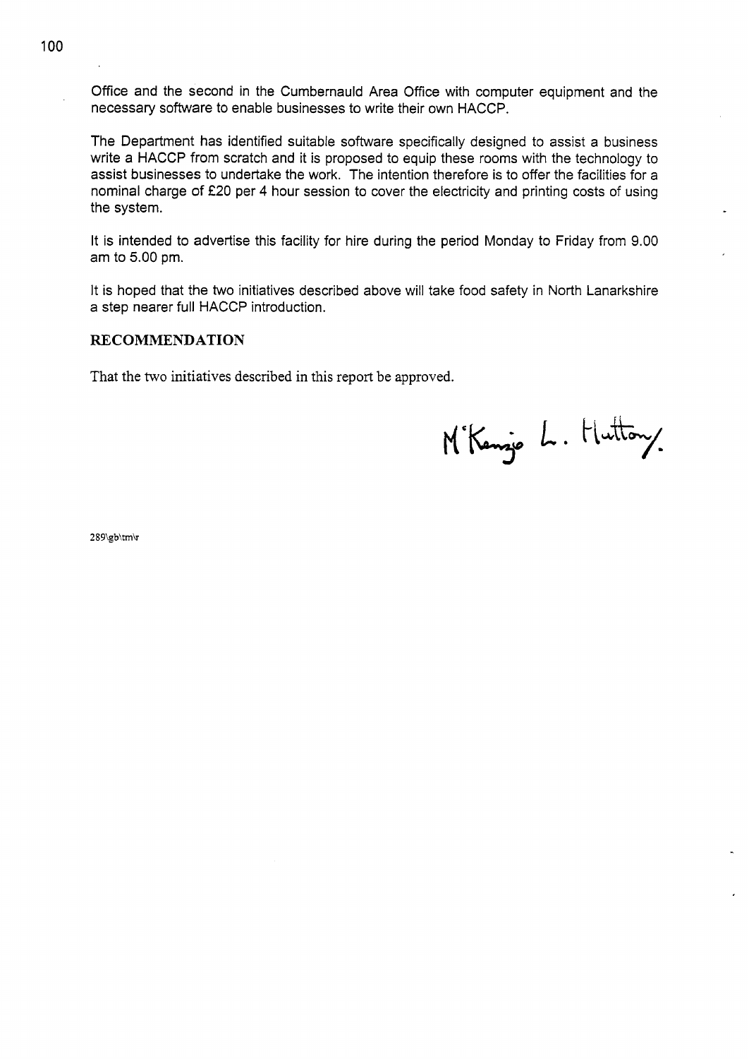Office and the second in the Cumbernauld Area Office with computer equipment and the necessary software to enable businesses to write their own HACCP.

The Department has identified suitable software specifically designed to assist a business write a HACCP from scratch and it is proposed to equip these rooms with the technology to assist businesses to undertake the work. The intention therefore is to offer the facilities for a nominal charge of £20 per 4 hour session to cover the electricity and printing costs of using the system.

It is intended to advertise this facility for hire during the period Monday to Friday from 9.00 am to 5.00 pm.

It is hoped that the two initiatives described above will take food safety in North Lanarkshire a step nearer full HACCP introduction.

**RECOMMENDATION**

That the two initiatives described in this report be approved.

M'Kenzie L. Hutton/.

289\gb\tm\r